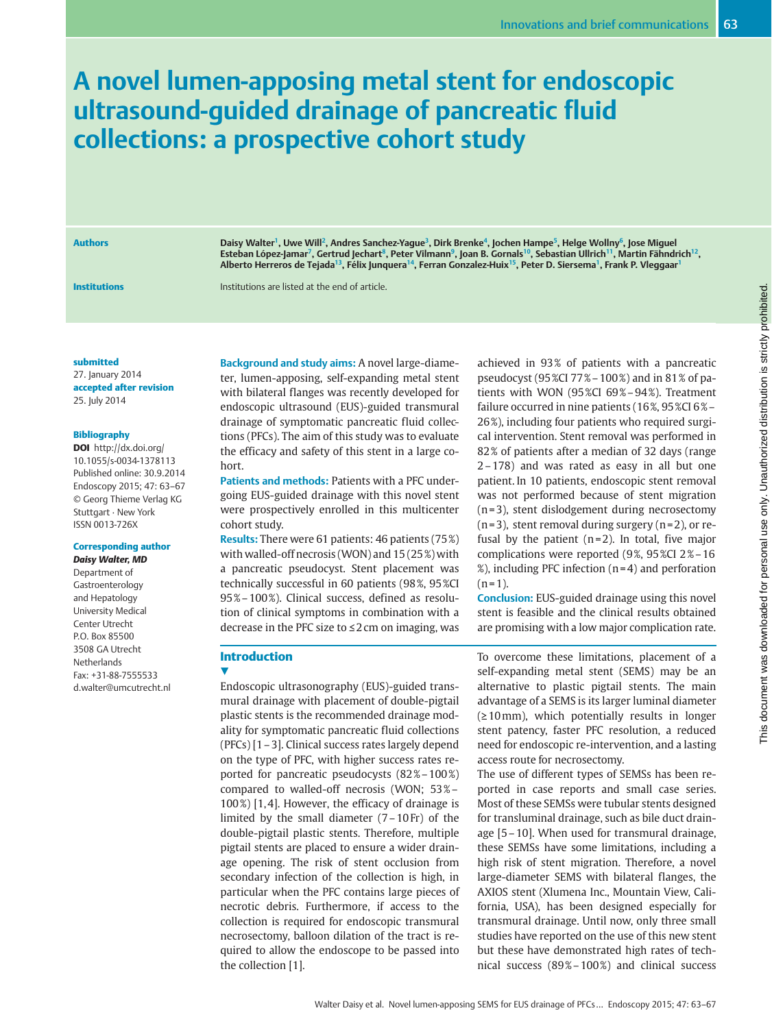# A novel lumen-apposing metal stent for endoscopic ultrasound-guided drainage of pancreatic fluid collections: a prospective cohort study

**Authors**

Daisy Walter[1], Uwe Will[2], Andres Sanchez-Yague[3], Dirk Brenke[4], Jochen Hampe[5], Helge Wollny[6], Jose Miguel Esteban López-Jamar[7], Gertrud Jechart[8], Peter Vilmann[9], Joan B. Gornals[10], Sebastian Ullrich[11], Martin Fähndrich[12], Alberto Herreros de Tejada[13], Félix Junquera[14], Ferran Gonzalez-Huix[15], Peter D. Siersema[1], Frank P. Vleggaar[1]

**Institutions**

Institutions are listed at the end of article.

**submitted**
27. January 2014
**accepted after revision**
25. July 2014

**Bibliography**
**DOI** http://dx.doi.org/10.1055/s-0034-1378113
Published online: 30.9.2014
Endoscopy 2015; 47: 63–67
© Georg Thieme Verlag KG Stuttgart · New York
ISSN 0013-726X

**Corresponding author**
***Daisy Walter, MD***
Department of Gastroenterology and Hepatology
University Medical Center Utrecht
P.O. Box 85500
3508 GA Utrecht
Netherlands
Fax: +31-88-7555533
d.walter@umcutrecht.nl

**Background and study aims:** A novel large-diameter, lumen-apposing, self-expanding metal stent with bilateral flanges was recently developed for endoscopic ultrasound (EUS)-guided transmural drainage of symptomatic pancreatic fluid collections (PFCs). The aim of this study was to evaluate the efficacy and safety of this stent in a large cohort.

**Patients and methods:** Patients with a PFC undergoing EUS-guided drainage with this novel stent were prospectively enrolled in this multicenter cohort study.

**Results:** There were 61 patients: 46 patients (75 %) with walled-off necrosis (WON) and 15 (25 %) with a pancreatic pseudocyst. Stent placement was technically successful in 60 patients (98 %, 95 %CI 95 %–100 %). Clinical success, defined as resolution of clinical symptoms in combination with a decrease in the PFC size to ≤ 2 cm on imaging, was achieved in 93 % of patients with a pancreatic pseudocyst (95 %CI 77 %–100 %) and in 81 % of patients with WON (95 %CI 69 %–94 %). Treatment failure occurred in nine patients (16 %, 95 %CI 6 %–26 %), including four patients who required surgical intervention. Stent removal was performed in 82 % of patients after a median of 32 days (range 2–178) and was rated as easy in all but one patient. In 10 patients, endoscopic stent removal was not performed because of stent migration (n = 3), stent dislodgement during necrosectomy (n = 3), stent removal during surgery (n = 2), or refusal by the patient (n = 2). In total, five major complications were reported (9 %, 95 %CI 2 %–16 %), including PFC infection (n = 4) and perforation (n = 1).

**Conclusion:** EUS-guided drainage using this novel stent is feasible and the clinical results obtained are promising with a low major complication rate.

## Introduction

Endoscopic ultrasonography (EUS)-guided transmural drainage with placement of double-pigtail plastic stents is the recommended drainage modality for symptomatic pancreatic fluid collections (PFCs) [1–3]. Clinical success rates largely depend on the type of PFC, with higher success rates reported for pancreatic pseudocysts (82 %–100 %) compared to walled-off necrosis (WON; 53 %–100 %) [1,4]. However, the efficacy of drainage is limited by the small diameter (7–10 Fr) of the double-pigtail plastic stents. Therefore, multiple pigtail stents are placed to ensure a wider drainage opening. The risk of stent occlusion from secondary infection of the collection is high, in particular when the PFC contains large pieces of necrotic debris. Furthermore, if access to the collection is required for endoscopic transmural necrosectomy, balloon dilation of the tract is required to allow the endoscope to be passed into the collection [1].

To overcome these limitations, placement of a self-expanding metal stent (SEMS) may be an alternative to plastic pigtail stents. The main advantage of a SEMS is its larger luminal diameter (≥ 10 mm), which potentially results in longer stent patency, faster PFC resolution, a reduced need for endoscopic re-intervention, and a lasting access route for necrosectomy.

The use of different types of SEMSs has been reported in case reports and small case series. Most of these SEMSs were tubular stents designed for transluminal drainage, such as bile duct drainage [5–10]. When used for transmural drainage, these SEMSs have some limitations, including a high risk of stent migration. Therefore, a novel large-diameter SEMS with bilateral flanges, the AXIOS stent (Xlumena Inc., Mountain View, California, USA), has been designed especially for transmural drainage. Until now, only three small studies have reported on the use of this new stent but these have demonstrated high rates of technical success (89 %–100 %) and clinical success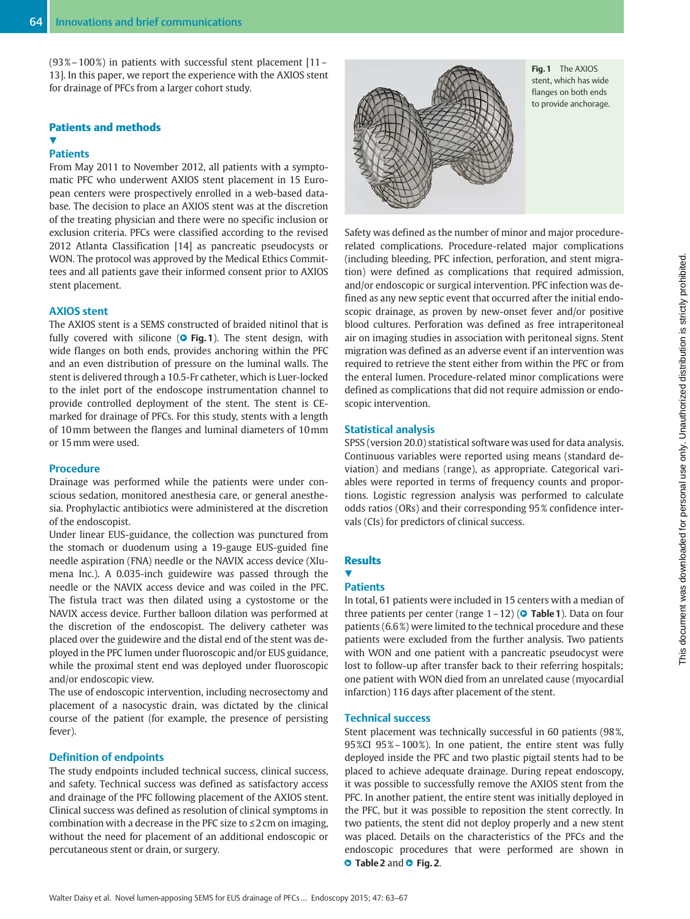(93 % – 100 %) in patients with successful stent placement [11 – 13]. In this paper, we report the experience with the AXIOS stent for drainage of PFCs from a larger cohort study.

## Patients and methods

### Patients

From May 2011 to November 2012, all patients with a symptomatic PFC who underwent AXIOS stent placement in 15 European centers were prospectively enrolled in a web-based database. The decision to place an AXIOS stent was at the discretion of the treating physician and there were no specific inclusion or exclusion criteria. PFCs were classified according to the revised 2012 Atlanta Classification [14] as pancreatic pseudocysts or WON. The protocol was approved by the Medical Ethics Committees and all patients gave their informed consent prior to AXIOS stent placement.

### AXIOS stent

The AXIOS stent is a SEMS constructed of braided nitinol that is fully covered with silicone (Fig. 1). The stent design, with wide flanges on both ends, provides anchoring within the PFC and an even distribution of pressure on the luminal walls. The stent is delivered through a 10.5-Fr catheter, which is Luer-locked to the inlet port of the endoscope instrumentation channel to provide controlled deployment of the stent. The stent is CE-marked for drainage of PFCs. For this study, stents with a length of 10 mm between the flanges and luminal diameters of 10 mm or 15 mm were used.

### Procedure

Drainage was performed while the patients were under conscious sedation, monitored anesthesia care, or general anesthesia. Prophylactic antibiotics were administered at the discretion of the endoscopist.

Under linear EUS-guidance, the collection was punctured from the stomach or duodenum using a 19-gauge EUS-guided fine needle aspiration (FNA) needle or the NAVIX access device (Xlumena Inc.). A 0.035-inch guidewire was passed through the needle or the NAVIX access device and was coiled in the PFC. The fistula tract was then dilated using a cystostome or the NAVIX access device. Further balloon dilation was performed at the discretion of the endoscopist. The delivery catheter was placed over the guidewire and the distal end of the stent was deployed in the PFC lumen under fluoroscopic and/or EUS guidance, while the proximal stent end was deployed under fluoroscopic and/or endoscopic view.

The use of endoscopic intervention, including necrosectomy and placement of a nasocystic drain, was dictated by the clinical course of the patient (for example, the presence of persisting fever).

### Definition of endpoints

The study endpoints included technical success, clinical success, and safety. Technical success was defined as satisfactory access and drainage of the PFC following placement of the AXIOS stent. Clinical success was defined as resolution of clinical symptoms in combination with a decrease in the PFC size to ≤ 2 cm on imaging, without the need for placement of an additional endoscopic or percutaneous stent or drain, or surgery.

**Fig. 1** The AXIOS stent, which has wide flanges on both ends to provide anchorage.

Safety was defined as the number of minor and major procedure-related complications. Procedure-related major complications (including bleeding, PFC infection, perforation, and stent migration) were defined as complications that required admission, and/or endoscopic or surgical intervention. PFC infection was defined as any new septic event that occurred after the initial endoscopic drainage, as proven by new-onset fever and/or positive blood cultures. Perforation was defined as free intraperitoneal air on imaging studies in association with peritoneal signs. Stent migration was defined as an adverse event if an intervention was required to retrieve the stent either from within the PFC or from the enteral lumen. Procedure-related minor complications were defined as complications that did not require admission or endoscopic intervention.

### Statistical analysis

SPSS (version 20.0) statistical software was used for data analysis. Continuous variables were reported using means (standard deviation) and medians (range), as appropriate. Categorical variables were reported in terms of frequency counts and proportions. Logistic regression analysis was performed to calculate odds ratios (ORs) and their corresponding 95 % confidence intervals (CIs) for predictors of clinical success.

## Results

### Patients

In total, 61 patients were included in 15 centers with a median of three patients per center (range 1 – 12) (Table 1). Data on four patients (6.6 %) were limited to the technical procedure and these patients were excluded from the further analysis. Two patients with WON and one patient with a pancreatic pseudocyst were lost to follow-up after transfer back to their referring hospitals; one patient with WON died from an unrelated cause (myocardial infarction) 116 days after placement of the stent.

### Technical success

Stent placement was technically successful in 60 patients (98 %, 95 %CI 95 % – 100 %). In one patient, the entire stent was fully deployed inside the PFC and two plastic pigtail stents had to be placed to achieve adequate drainage. During repeat endoscopy, it was possible to successfully remove the AXIOS stent from the PFC. In another patient, the entire stent was initially deployed in the PFC, but it was possible to reposition the stent correctly. In two patients, the stent did not deploy properly and a new stent was placed. Details on the characteristics of the PFCs and the endoscopic procedures that were performed are shown in Table 2 and Fig. 2.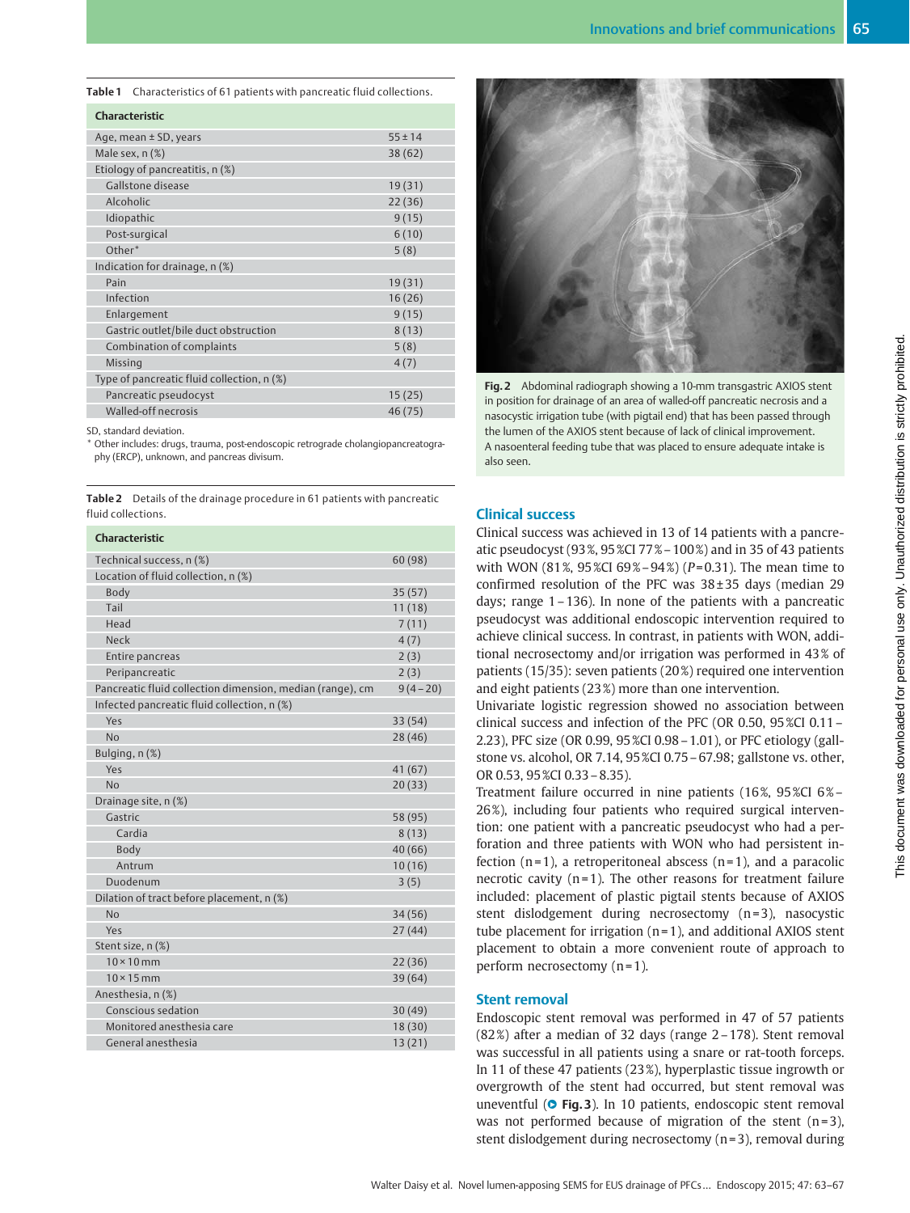**Table 1** Characteristics of 61 patients with pancreatic fluid collections.

| Characteristic | |
|---|---|
| Age, mean ± SD, years | 55 ± 14 |
| Male sex, n (%) | 38 (62) |
| Etiology of pancreatitis, n (%) | |
| Gallstone disease | 19 (31) |
| Alcoholic | 22 (36) |
| Idiopathic | 9 (15) |
| Post-surgical | 6 (10) |
| Other* | 5 (8) |
| Indication for drainage, n (%) | |
| Pain | 19 (31) |
| Infection | 16 (26) |
| Enlargement | 9 (15) |
| Gastric outlet/bile duct obstruction | 8 (13) |
| Combination of complaints | 5 (8) |
| Missing | 4 (7) |
| Type of pancreatic fluid collection, n (%) | |
| Pancreatic pseudocyst | 15 (25) |
| Walled-off necrosis | 46 (75) |

SD, standard deviation.
* Other includes: drugs, trauma, post-endoscopic retrograde cholangiopancreatography (ERCP), unknown, and pancreas divisum.

**Table 2** Details of the drainage procedure in 61 patients with pancreatic fluid collections.

| Characteristic | |
|---|---|
| Technical success, n (%) | 60 (98) |
| Location of fluid collection, n (%) | |
| Body | 35 (57) |
| Tail | 11 (18) |
| Head | 7 (11) |
| Neck | 4 (7) |
| Entire pancreas | 2 (3) |
| Peripancreatic | 2 (3) |
| Pancreatic fluid collection dimension, median (range), cm | 9 (4 – 20) |
| Infected pancreatic fluid collection, n (%) | |
| Yes | 33 (54) |
| No | 28 (46) |
| Bulging, n (%) | |
| Yes | 41 (67) |
| No | 20 (33) |
| Drainage site, n (%) | |
| Gastric | 58 (95) |
| Cardia | 8 (13) |
| Body | 40 (66) |
| Antrum | 10 (16) |
| Duodenum | 3 (5) |
| Dilation of tract before placement, n (%) | |
| No | 34 (56) |
| Yes | 27 (44) |
| Stent size, n (%) | |
| 10 × 10 mm | 22 (36) |
| 10 × 15 mm | 39 (64) |
| Anesthesia, n (%) | |
| Conscious sedation | 30 (49) |
| Monitored anesthesia care | 18 (30) |
| General anesthesia | 13 (21) |

**Fig. 2** Abdominal radiograph showing a 10-mm transgastric AXIOS stent in position for drainage of an area of walled-off pancreatic necrosis and a nasocystic irrigation tube (with pigtail end) that has been passed through the lumen of the AXIOS stent because of lack of clinical improvement. A nasoenteral feeding tube that was placed to ensure adequate intake is also seen.

## Clinical success

Clinical success was achieved in 13 of 14 patients with a pancreatic pseudocyst (93 %, 95 %CI 77 % – 100 %) and in 35 of 43 patients with WON (81 %, 95 %CI 69 % – 94 %) ($P$ = 0.31). The mean time to confirmed resolution of the PFC was 38 ± 35 days (median 29 days; range 1 – 136). In none of the patients with a pancreatic pseudocyst was additional endoscopic intervention required to achieve clinical success. In contrast, in patients with WON, additional necrosectomy and/or irrigation was performed in 43 % of patients (15/35): seven patients (20 %) required one intervention and eight patients (23 %) more than one intervention.

Univariate logistic regression showed no association between clinical success and infection of the PFC (OR 0.50, 95 %CI 0.11 – 2.23), PFC size (OR 0.99, 95 %CI 0.98 – 1.01), or PFC etiology (gallstone vs. alcohol, OR 7.14, 95 %CI 0.75 – 67.98; gallstone vs. other, OR 0.53, 95 %CI 0.33 – 8.35).

Treatment failure occurred in nine patients (16 %, 95 %CI 6 % – 26 %), including four patients who required surgical intervention: one patient with a pancreatic pseudocyst who had a perforation and three patients with WON who had persistent infection (n = 1), a retroperitoneal abscess (n = 1), and a paracolic necrotic cavity (n = 1). The other reasons for treatment failure included: placement of plastic pigtail stents because of AXIOS stent dislodgement during necrosectomy (n = 3), nasocystic tube placement for irrigation (n = 1), and additional AXIOS stent placement to obtain a more convenient route of approach to perform necrosectomy (n = 1).

## Stent removal

Endoscopic stent removal was performed in 47 of 57 patients (82 %) after a median of 32 days (range 2 – 178). Stent removal was successful in all patients using a snare or rat-tooth forceps. In 11 of these 47 patients (23 %), hyperplastic tissue ingrowth or overgrowth of the stent had occurred, but stent removal was uneventful (**Fig. 3**). In 10 patients, endoscopic stent removal was not performed because of migration of the stent (n = 3), stent dislodgement during necrosectomy (n = 3), removal during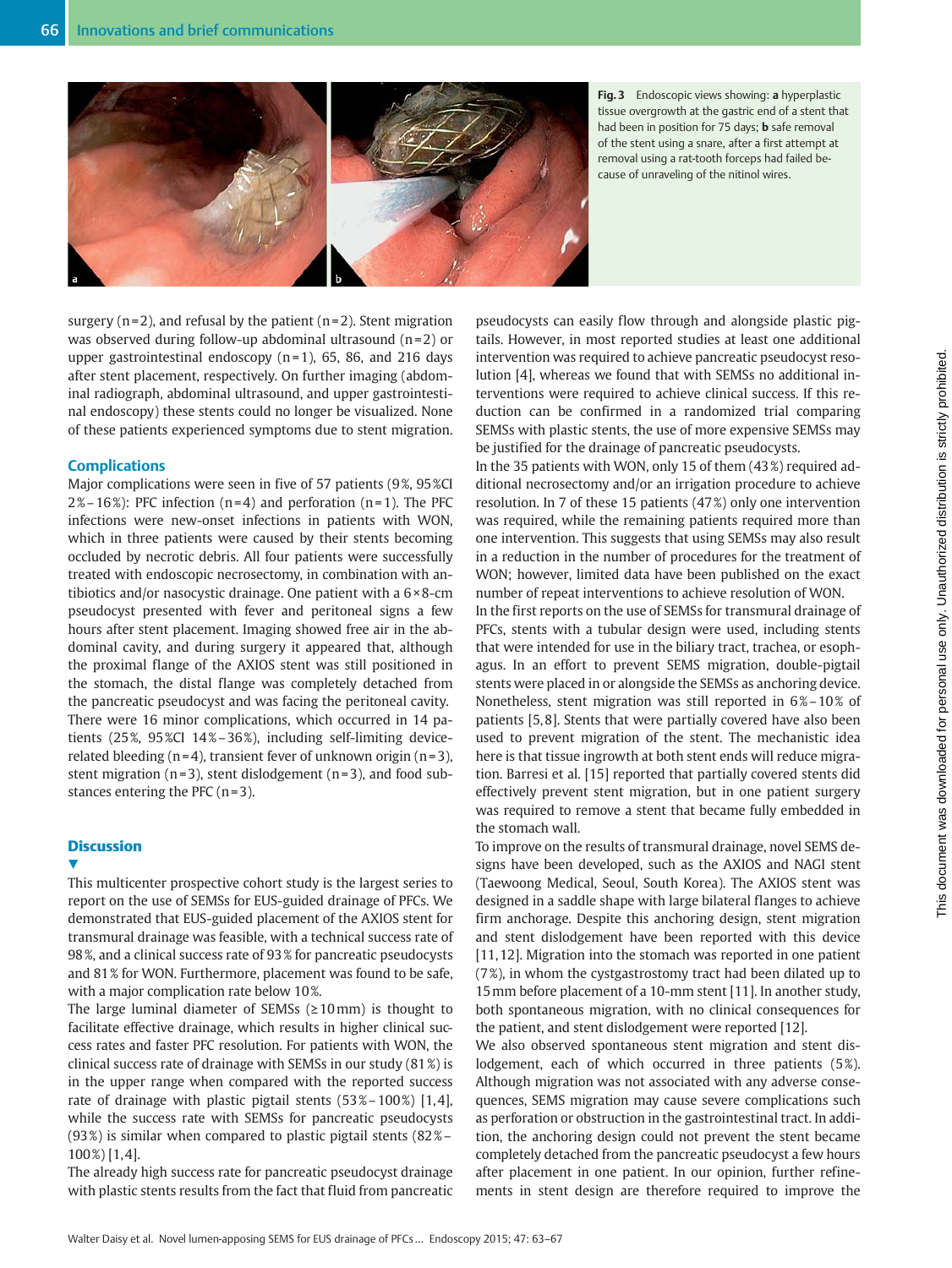**Fig. 3** Endoscopic views showing: **a** hyperplastic tissue overgrowth at the gastric end of a stent that had been in position for 75 days; **b** safe removal of the stent using a snare, after a first attempt at removal using a rat-tooth forceps had failed because of unraveling of the nitinol wires.

surgery (n=2), and refusal by the patient (n=2). Stent migration was observed during follow-up abdominal ultrasound (n=2) or upper gastrointestinal endoscopy (n=1), 65, 86, and 216 days after stent placement, respectively. On further imaging (abdominal radiograph, abdominal ultrasound, and upper gastrointestinal endoscopy) these stents could no longer be visualized. None of these patients experienced symptoms due to stent migration.

### Complications

Major complications were seen in five of 57 patients (9%, 95%CI 2%–16%): PFC infection (n=4) and perforation (n=1). The PFC infections were new-onset infections in patients with WON, which in three patients were caused by their stents becoming occluded by necrotic debris. All four patients were successfully treated with endoscopic necrosectomy, in combination with antibiotics and/or nasocystic drainage. One patient with a 6×8-cm pseudocyst presented with fever and peritoneal signs a few hours after stent placement. Imaging showed free air in the abdominal cavity, and during surgery it appeared that, although the proximal flange of the AXIOS stent was still positioned in the stomach, the distal flange was completely detached from the pancreatic pseudocyst and was facing the peritoneal cavity.

There were 16 minor complications, which occurred in 14 patients (25%, 95%CI 14%–36%), including self-limiting device-related bleeding (n=4), transient fever of unknown origin (n=3), stent migration (n=3), stent dislodgement (n=3), and food substances entering the PFC (n=3).

## Discussion

This multicenter prospective cohort study is the largest series to report on the use of SEMSs for EUS-guided drainage of PFCs. We demonstrated that EUS-guided placement of the AXIOS stent for transmural drainage was feasible, with a technical success rate of 98%, and a clinical success rate of 93% for pancreatic pseudocysts and 81% for WON. Furthermore, placement was found to be safe, with a major complication rate below 10%.

The large luminal diameter of SEMSs (≥10mm) is thought to facilitate effective drainage, which results in higher clinical success rates and faster PFC resolution. For patients with WON, the clinical success rate of drainage with SEMSs in our study (81%) is in the upper range when compared with the reported success rate of drainage with plastic pigtail stents (53%–100%) [1,4], while the success rate with SEMSs for pancreatic pseudocysts (93%) is similar when compared to plastic pigtail stents (82%–100%) [1,4].

The already high success rate for pancreatic pseudocyst drainage with plastic stents results from the fact that fluid from pancreatic pseudocysts can easily flow through and alongside plastic pigtails. However, in most reported studies at least one additional intervention was required to achieve pancreatic pseudocyst resolution [4], whereas we found that with SEMSs no additional interventions were required to achieve clinical success. If this reduction can be confirmed in a randomized trial comparing SEMSs with plastic stents, the use of more expensive SEMSs may be justified for the drainage of pancreatic pseudocysts.

In the 35 patients with WON, only 15 of them (43%) required additional necrosectomy and/or an irrigation procedure to achieve resolution. In 7 of these 15 patients (47%) only one intervention was required, while the remaining patients required more than one intervention. This suggests that using SEMSs may also result in a reduction in the number of procedures for the treatment of WON; however, limited data have been published on the exact number of repeat interventions to achieve resolution of WON.

In the first reports on the use of SEMSs for transmural drainage of PFCs, stents with a tubular design were used, including stents that were intended for use in the biliary tract, trachea, or esophagus. In an effort to prevent SEMS migration, double-pigtail stents were placed in or alongside the SEMSs as anchoring device. Nonetheless, stent migration was still reported in 6%–10% of patients [5,8]. Stents that were partially covered have also been used to prevent migration of the stent. The mechanistic idea here is that tissue ingrowth at both stent ends will reduce migration. Barresi et al. [15] reported that partially covered stents did effectively prevent stent migration, but in one patient surgery was required to remove a stent that became fully embedded in the stomach wall.

To improve on the results of transmural drainage, novel SEMS designs have been developed, such as the AXIOS and NAGI stent (Taewoong Medical, Seoul, South Korea). The AXIOS stent was designed in a saddle shape with large bilateral flanges to achieve firm anchorage. Despite this anchoring design, stent migration and stent dislodgement have been reported with this device [11,12]. Migration into the stomach was reported in one patient (7%), in whom the cystgastrostomy tract had been dilated up to 15mm before placement of a 10-mm stent [11]. In another study, both spontaneous migration, with no clinical consequences for the patient, and stent dislodgement were reported [12].

We also observed spontaneous stent migration and stent dislodgement, each of which occurred in three patients (5%). Although migration was not associated with any adverse consequences, SEMS migration may cause severe complications such as perforation or obstruction in the gastrointestinal tract. In addition, the anchoring design could not prevent the stent became completely detached from the pancreatic pseudocyst a few hours after placement in one patient. In our opinion, further refinements in stent design are therefore required to improve the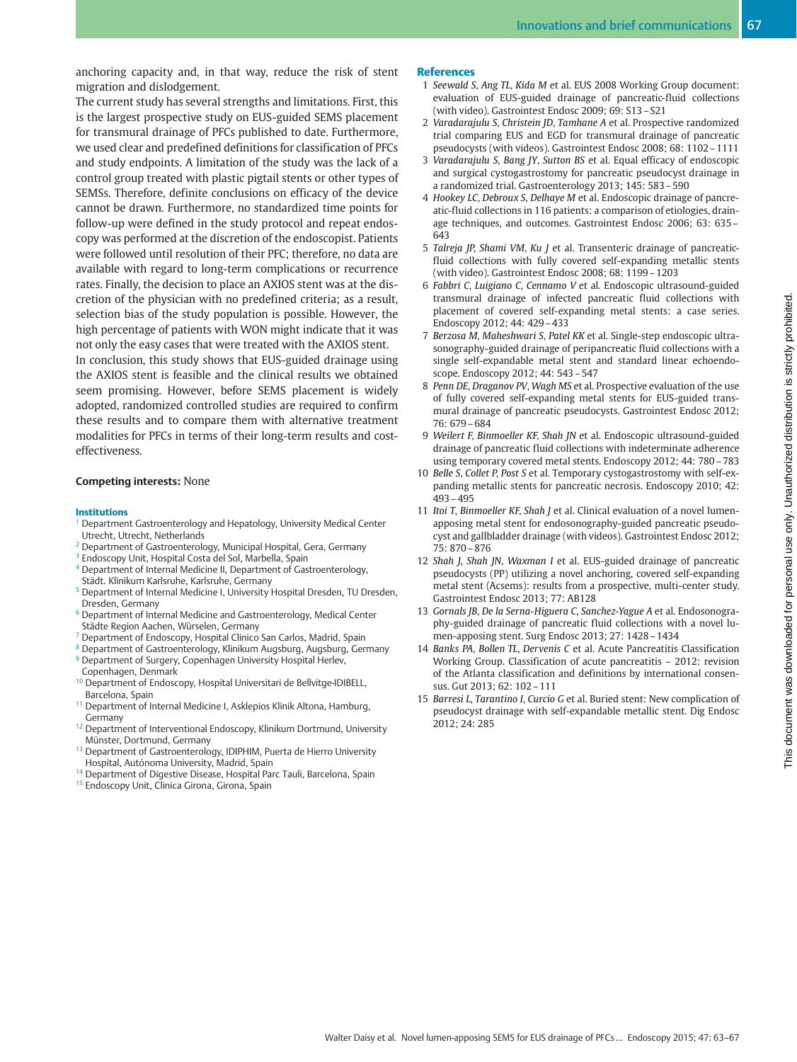anchoring capacity and, in that way, reduce the risk of stent migration and dislodgement.

The current study has several strengths and limitations. First, this is the largest prospective study on EUS-guided SEMS placement for transmural drainage of PFCs published to date. Furthermore, we used clear and predefined definitions for classification of PFCs and study endpoints. A limitation of the study was the lack of a control group treated with plastic pigtail stents or other types of SEMSs. Therefore, definite conclusions on efficacy of the device cannot be drawn. Furthermore, no standardized time points for follow-up were defined in the study protocol and repeat endoscopy was performed at the discretion of the endoscopist. Patients were followed until resolution of their PFC; therefore, no data are available with regard to long-term complications or recurrence rates. Finally, the decision to place an AXIOS stent was at the discretion of the physician with no predefined criteria; as a result, selection bias of the study population is possible. However, the high percentage of patients with WON might indicate that it was not only the easy cases that were treated with the AXIOS stent.

In conclusion, this study shows that EUS-guided drainage using the AXIOS stent is feasible and the clinical results we obtained seem promising. However, before SEMS placement is widely adopted, randomized controlled studies are required to confirm these results and to compare them with alternative treatment modalities for PFCs in terms of their long-term results and cost-effectiveness.

**Competing interests:** None

### Institutions

[1] Department Gastroenterology and Hepatology, University Medical Center Utrecht, Utrecht, Netherlands
[2] Department of Gastroenterology, Municipal Hospital, Gera, Germany
[3] Endoscopy Unit, Hospital Costa del Sol, Marbella, Spain
[4] Department of Internal Medicine II, Department of Gastroenterology, Städt. Klinikum Karlsruhe, Karlsruhe, Germany
[5] Department of Internal Medicine I, University Hospital Dresden, TU Dresden, Dresden, Germany
[6] Department of Internal Medicine and Gastroenterology, Medical Center Städte Region Aachen, Würselen, Germany
[7] Department of Endoscopy, Hospital Clinico San Carlos, Madrid, Spain
[8] Department of Gastroenterology, Klinikum Augsburg, Augsburg, Germany
[9] Department of Surgery, Copenhagen University Hospital Herlev, Copenhagen, Denmark
[10] Department of Endoscopy, Hospital Universitari de Bellvitge-IDIBELL, Barcelona, Spain
[11] Department of Internal Medicine I, Asklepios Klinik Altona, Hamburg, Germany
[12] Department of Interventional Endoscopy, Klinikum Dortmund, University Münster, Dortmund, Germany
[13] Department of Gastroenterology, IDIPHIM, Puerta de Hierro University Hospital, Autónoma University, Madrid, Spain
[14] Department of Digestive Disease, Hospital Parc Tauli, Barcelona, Spain
[15] Endoscopy Unit, Clinica Girona, Girona, Spain

## References

1. *Seewald S, Ang TL, Kida M* et al. EUS 2008 Working Group document: evaluation of EUS-guided drainage of pancreatic-fluid collections (with video). Gastrointest Endosc 2009; 69: S13–S21
2. *Varadarajulu S, Christein JD, Tamhane A* et al. Prospective randomized trial comparing EUS and EGD for transmural drainage of pancreatic pseudocysts (with videos). Gastrointest Endosc 2008; 68: 1102–1111
3. *Varadarajulu S, Bang JY, Sutton BS* et al. Equal efficacy of endoscopic and surgical cystogastrostomy for pancreatic pseudocyst drainage in a randomized trial. Gastroenterology 2013; 145: 583–590
4. *Hookey LC, Debroux S, Delhaye M* et al. Endoscopic drainage of pancreatic-fluid collections in 116 patients: a comparison of etiologies, drainage techniques, and outcomes. Gastrointest Endosc 2006; 63: 635–643
5. *Talreja JP, Shami VM, Ku J* et al. Transenteric drainage of pancreatic-fluid collections with fully covered self-expanding metallic stents (with video). Gastrointest Endosc 2008; 68: 1199–1203
6. *Fabbri C, Luigiano C, Cennamo V* et al. Endoscopic ultrasound-guided transmural drainage of infected pancreatic fluid collections with placement of covered self-expanding metal stents: a case series. Endoscopy 2012; 44: 429–433
7. *Berzosa M, Maheshwari S, Patel KK* et al. Single-step endoscopic ultrasonography-guided drainage of peripancreatic fluid collections with a single self-expandable metal stent and standard linear echoendoscope. Endoscopy 2012; 44: 543–547
8. *Penn DE, Draganov PV, Wagh MS* et al. Prospective evaluation of the use of fully covered self-expanding metal stents for EUS-guided transmural drainage of pancreatic pseudocysts. Gastrointest Endosc 2012; 76: 679–684
9. *Weilert F, Binmoeller KF, Shah JN* et al. Endoscopic ultrasound-guided drainage of pancreatic fluid collections with indeterminate adherence using temporary covered metal stents. Endoscopy 2012; 44: 780–783
10. *Belle S, Collet P, Post S* et al. Temporary cystogastrostomy with self-expanding metallic stents for pancreatic necrosis. Endoscopy 2010; 42: 493–495
11. *Itoi T, Binmoeller KF, Shah J* et al. Clinical evaluation of a novel lumen-apposing metal stent for endosonography-guided pancreatic pseudocyst and gallbladder drainage (with videos). Gastrointest Endosc 2012; 75: 870–876
12. *Shah J, Shah JN, Waxman I* et al. EUS-guided drainage of pancreatic pseudocysts (PP) utilizing a novel anchoring, covered self-expanding metal stent (Acsems): results from a prospective, multi-center study. Gastrointest Endosc 2013; 77: AB128
13. *Gornals JB, De la Serna-Higuera C, Sanchez-Yague A* et al. Endosonography-guided drainage of pancreatic fluid collections with a novel lumen-apposing stent. Surg Endosc 2013; 27: 1428–1434
14. *Banks PA, Bollen TL, Dervenis C* et al. Acute Pancreatitis Classification Working Group. Classification of acute pancreatitis – 2012: revision of the Atlanta classification and definitions by international consensus. Gut 2013; 62: 102–111
15. *Barresi L, Tarantino I, Curcio G* et al. Buried stent: New complication of pseudocyst drainage with self-expandable metallic stent. Dig Endosc 2012; 24: 285